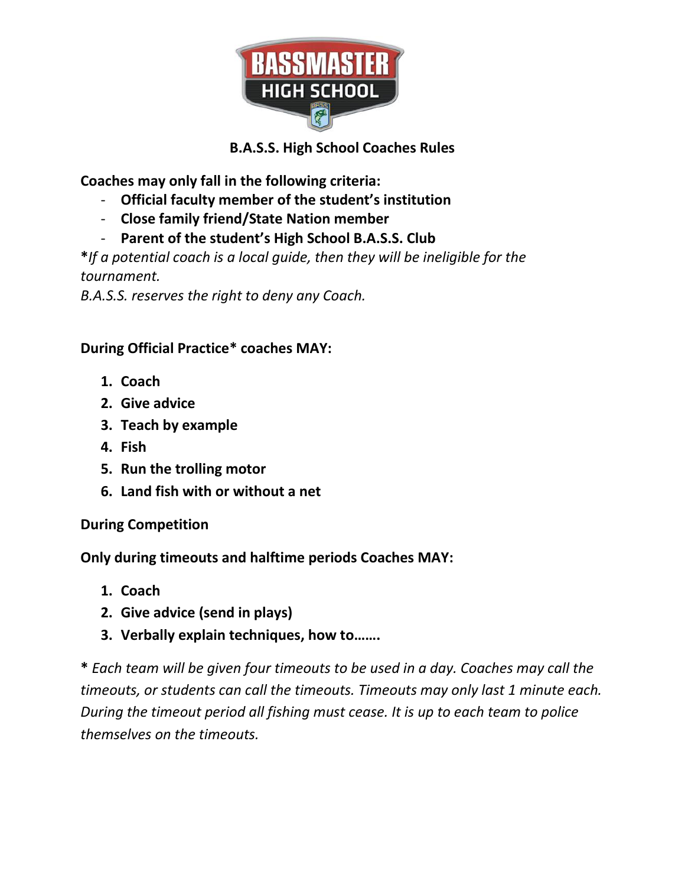## B.A.S.S. High School Coaches Rules

**Coaches may only fall in the following criteria:**

- **Official faculty member of the student's institution**
- **Close family friend/State Nation member**
- **Parent of the student's High School B.A.S.S. Club**

**\***_If a potential coach is a local guide, then they will be ineligible for the tournament._

_B.A.S.S. reserves the right to deny any Coach._

**During Official Practice\* coaches MAY:**

1. **Coach**
2. **Give advice**
3. **Teach by example**
4. **Fish**
5. **Run the trolling motor**
6. **Land fish with or without a net**

**During Competition**

**Only during timeouts and halftime periods Coaches MAY:**

1. **Coach**
2. **Give advice (send in plays)**
3. **Verbally explain techniques, how to…….**

**\*** _Each team will be given four timeouts to be used in a day. Coaches may call the timeouts, or students can call the timeouts. Timeouts may only last 1 minute each. During the timeout period all fishing must cease. It is up to each team to police themselves on the timeouts._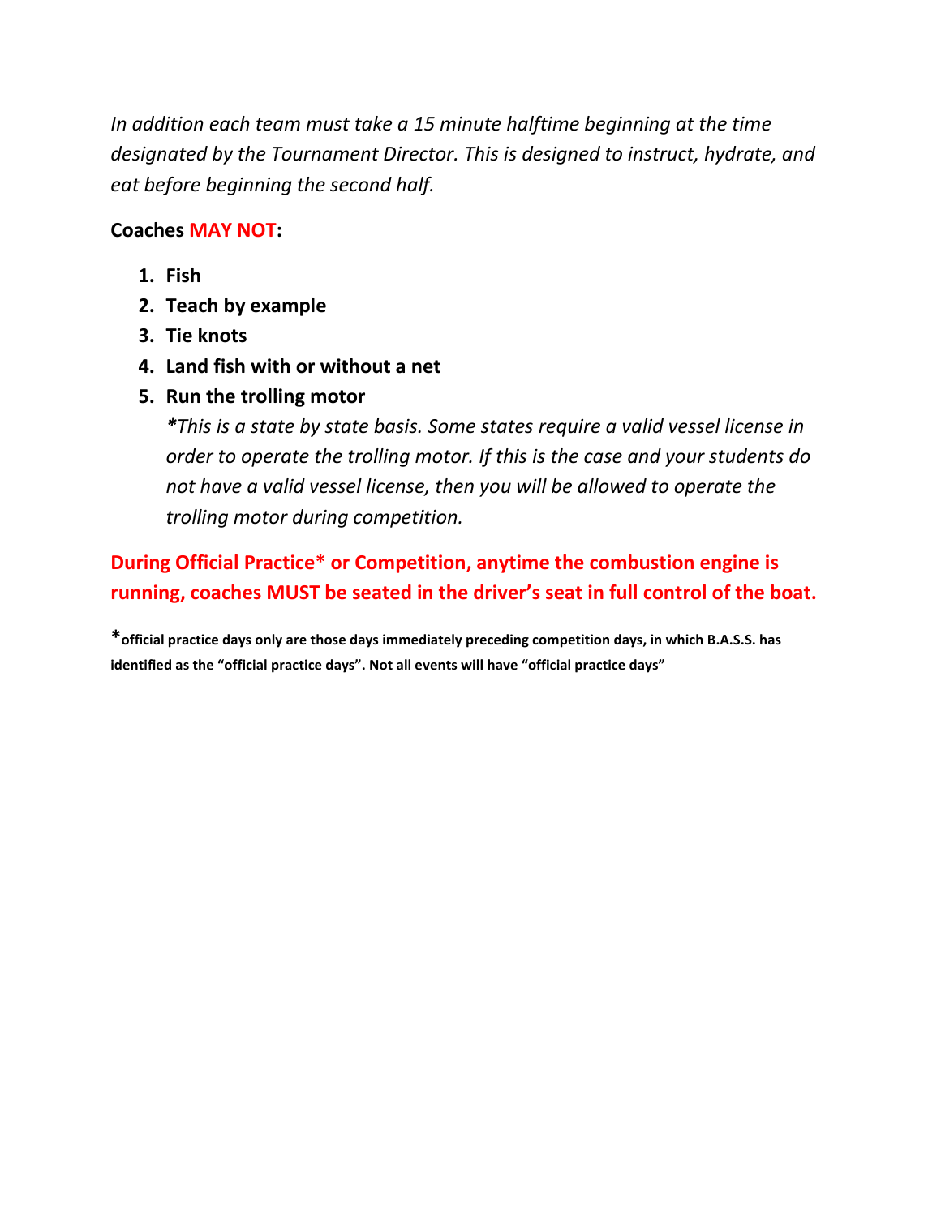*In addition each team must take a 15 minute halftime beginning at the time designated by the Tournament Director. This is designed to instruct, hydrate, and eat before beginning the second half.*

**Coaches MAY NOT:**

1. **Fish**
2. **Teach by example**
3. **Tie knots**
4. **Land fish with or without a net**
5. **Run the trolling motor**

   *\*This is a state by state basis. Some states require a valid vessel license in order to operate the trolling motor. If this is the case and your students do not have a valid vessel license, then you will be allowed to operate the trolling motor during competition.*

**During Official Practice* or Competition, anytime the combustion engine is running, coaches MUST be seated in the driver's seat in full control of the boat.**

**\*official practice days only are those days immediately preceding competition days, in which B.A.S.S. has identified as the "official practice days". Not all events will have "official practice days"**